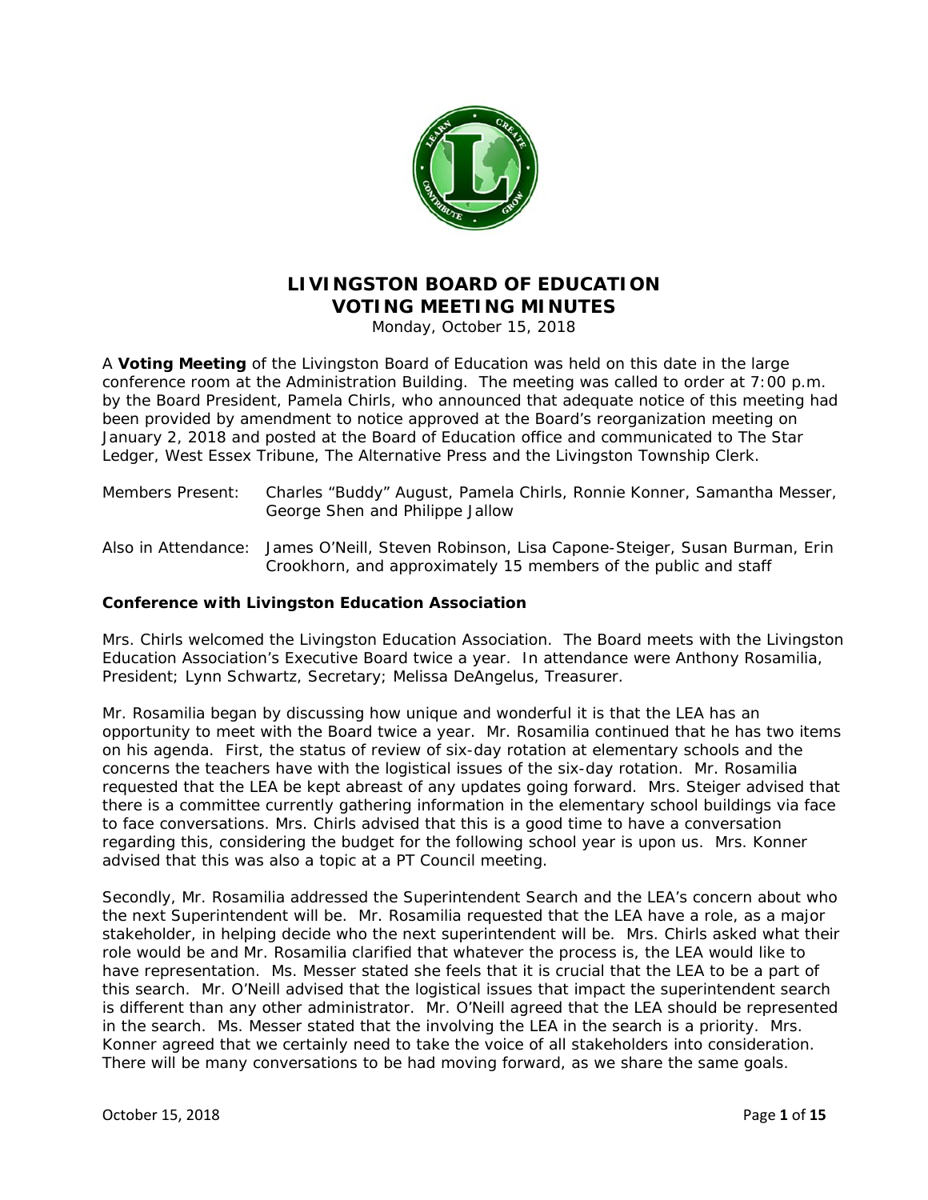# LIVINGSTON BOARD OF EDUCATION
## VOTING MEETING MINUTES

Monday, October 15, 2018

A **Voting Meeting** of the Livingston Board of Education was held on this date in the large conference room at the Administration Building. The meeting was called to order at 7:00 p.m. by the Board President, Pamela Chirls, who announced that adequate notice of this meeting had been provided by amendment to notice approved at the Board's reorganization meeting on January 2, 2018 and posted at the Board of Education office and communicated to The Star Ledger, West Essex Tribune, The Alternative Press and the Livingston Township Clerk.

Members Present: Charles "Buddy" August, Pamela Chirls, Ronnie Konner, Samantha Messer, George Shen and Philippe Jallow

Also in Attendance: James O'Neill, Steven Robinson, Lisa Capone-Steiger, Susan Burman, Erin Crookhorn, and approximately 15 members of the public and staff

**Conference with Livingston Education Association**

Mrs. Chirls welcomed the Livingston Education Association. The Board meets with the Livingston Education Association's Executive Board twice a year. In attendance were Anthony Rosamilia, President; Lynn Schwartz, Secretary; Melissa DeAngelus, Treasurer.

Mr. Rosamilia began by discussing how unique and wonderful it is that the LEA has an opportunity to meet with the Board twice a year. Mr. Rosamilia continued that he has two items on his agenda. First, the status of review of six-day rotation at elementary schools and the concerns the teachers have with the logistical issues of the six-day rotation. Mr. Rosamilia requested that the LEA be kept abreast of any updates going forward. Mrs. Steiger advised that there is a committee currently gathering information in the elementary school buildings via face to face conversations. Mrs. Chirls advised that this is a good time to have a conversation regarding this, considering the budget for the following school year is upon us. Mrs. Konner advised that this was also a topic at a PT Council meeting.

Secondly, Mr. Rosamilia addressed the Superintendent Search and the LEA's concern about who the next Superintendent will be. Mr. Rosamilia requested that the LEA have a role, as a major stakeholder, in helping decide who the next superintendent will be. Mrs. Chirls asked what their role would be and Mr. Rosamilia clarified that whatever the process is, the LEA would like to have representation. Ms. Messer stated she feels that it is crucial that the LEA to be a part of this search. Mr. O'Neill advised that the logistical issues that impact the superintendent search is different than any other administrator. Mr. O'Neill agreed that the LEA should be represented in the search. Ms. Messer stated that the involving the LEA in the search is a priority. Mrs. Konner agreed that we certainly need to take the voice of all stakeholders into consideration. There will be many conversations to be had moving forward, as we share the same goals.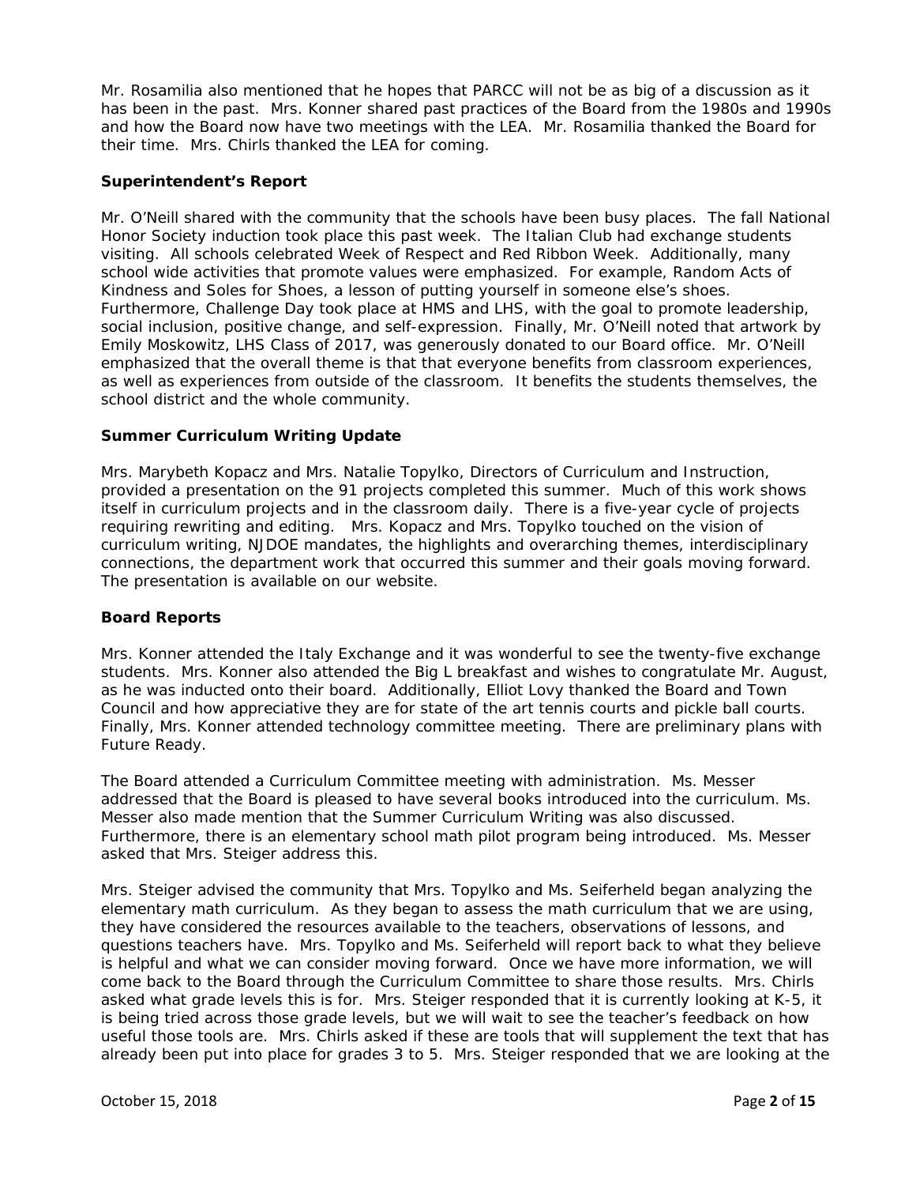Mr. Rosamilia also mentioned that he hopes that PARCC will not be as big of a discussion as it has been in the past. Mrs. Konner shared past practices of the Board from the 1980s and 1990s and how the Board now have two meetings with the LEA. Mr. Rosamilia thanked the Board for their time. Mrs. Chirls thanked the LEA for coming.

**Superintendent's Report**

Mr. O'Neill shared with the community that the schools have been busy places. The fall National Honor Society induction took place this past week. The Italian Club had exchange students visiting. All schools celebrated Week of Respect and Red Ribbon Week. Additionally, many school wide activities that promote values were emphasized. For example, Random Acts of Kindness and Soles for Shoes, a lesson of putting yourself in someone else's shoes. Furthermore, Challenge Day took place at HMS and LHS, with the goal to promote leadership, social inclusion, positive change, and self-expression. Finally, Mr. O'Neill noted that artwork by Emily Moskowitz, LHS Class of 2017, was generously donated to our Board office. Mr. O'Neill emphasized that the overall theme is that that everyone benefits from classroom experiences, as well as experiences from outside of the classroom. It benefits the students themselves, the school district and the whole community.

**Summer Curriculum Writing Update**

Mrs. Marybeth Kopacz and Mrs. Natalie Topylko, Directors of Curriculum and Instruction, provided a presentation on the 91 projects completed this summer. Much of this work shows itself in curriculum projects and in the classroom daily. There is a five-year cycle of projects requiring rewriting and editing. Mrs. Kopacz and Mrs. Topylko touched on the vision of curriculum writing, NJDOE mandates, the highlights and overarching themes, interdisciplinary connections, the department work that occurred this summer and their goals moving forward. The presentation is available on our website.

**Board Reports**

Mrs. Konner attended the Italy Exchange and it was wonderful to see the twenty-five exchange students. Mrs. Konner also attended the Big L breakfast and wishes to congratulate Mr. August, as he was inducted onto their board. Additionally, Elliot Lovy thanked the Board and Town Council and how appreciative they are for state of the art tennis courts and pickle ball courts. Finally, Mrs. Konner attended technology committee meeting. There are preliminary plans with Future Ready.

The Board attended a Curriculum Committee meeting with administration. Ms. Messer addressed that the Board is pleased to have several books introduced into the curriculum. Ms. Messer also made mention that the Summer Curriculum Writing was also discussed. Furthermore, there is an elementary school math pilot program being introduced. Ms. Messer asked that Mrs. Steiger address this.

Mrs. Steiger advised the community that Mrs. Topylko and Ms. Seiferheld began analyzing the elementary math curriculum. As they began to assess the math curriculum that we are using, they have considered the resources available to the teachers, observations of lessons, and questions teachers have. Mrs. Topylko and Ms. Seiferheld will report back to what they believe is helpful and what we can consider moving forward. Once we have more information, we will come back to the Board through the Curriculum Committee to share those results. Mrs. Chirls asked what grade levels this is for. Mrs. Steiger responded that it is currently looking at K-5, it is being tried across those grade levels, but we will wait to see the teacher's feedback on how useful those tools are. Mrs. Chirls asked if these are tools that will supplement the text that has already been put into place for grades 3 to 5. Mrs. Steiger responded that we are looking at the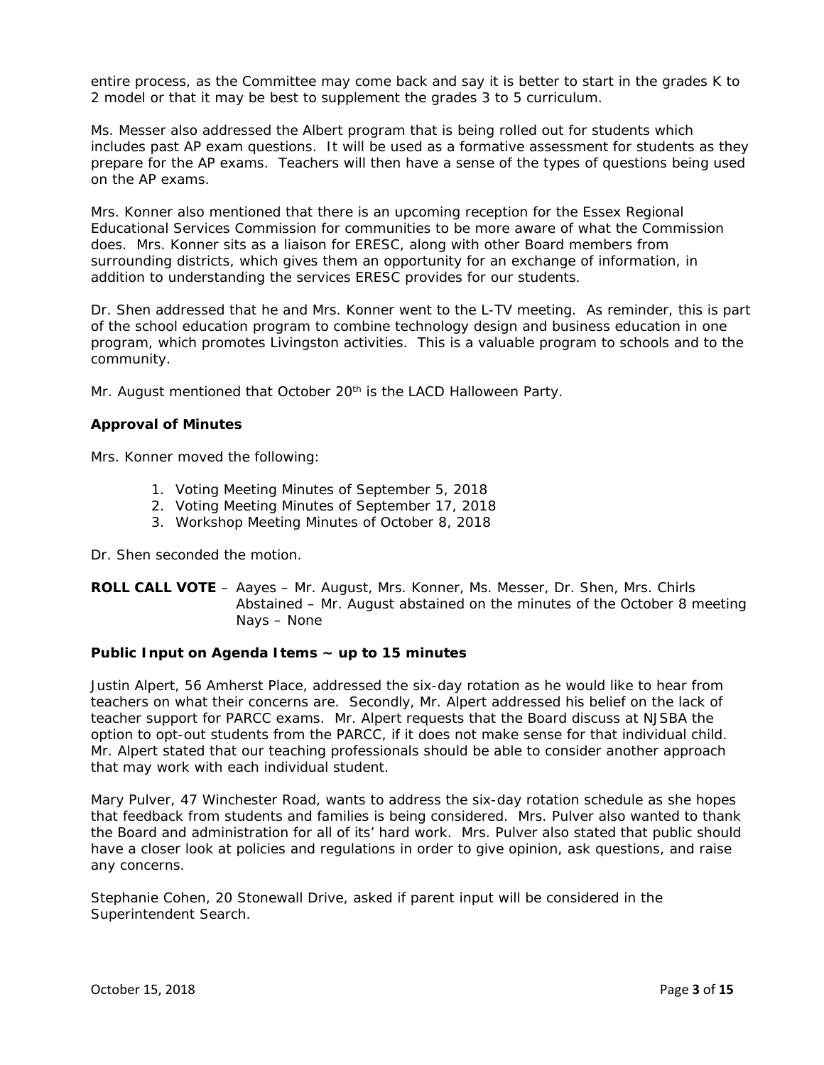entire process, as the Committee may come back and say it is better to start in the grades K to 2 model or that it may be best to supplement the grades 3 to 5 curriculum.

Ms. Messer also addressed the Albert program that is being rolled out for students which includes past AP exam questions. It will be used as a formative assessment for students as they prepare for the AP exams. Teachers will then have a sense of the types of questions being used on the AP exams.

Mrs. Konner also mentioned that there is an upcoming reception for the Essex Regional Educational Services Commission for communities to be more aware of what the Commission does. Mrs. Konner sits as a liaison for ERESC, along with other Board members from surrounding districts, which gives them an opportunity for an exchange of information, in addition to understanding the services ERESC provides for our students.

Dr. Shen addressed that he and Mrs. Konner went to the L-TV meeting. As reminder, this is part of the school education program to combine technology design and business education in one program, which promotes Livingston activities. This is a valuable program to schools and to the community.

Mr. August mentioned that October 20th is the LACD Halloween Party.

**Approval of Minutes**

Mrs. Konner moved the following:

1. Voting Meeting Minutes of September 5, 2018
2. Voting Meeting Minutes of September 17, 2018
3. Workshop Meeting Minutes of October 8, 2018

Dr. Shen seconded the motion.

**ROLL CALL VOTE** – Aayes – Mr. August, Mrs. Konner, Ms. Messer, Dr. Shen, Mrs. Chirls
Abstained – Mr. August abstained on the minutes of the October 8 meeting
Nays – None

**Public Input on Agenda Items ~ up to 15 minutes**

Justin Alpert, 56 Amherst Place, addressed the six-day rotation as he would like to hear from teachers on what their concerns are. Secondly, Mr. Alpert addressed his belief on the lack of teacher support for PARCC exams. Mr. Alpert requests that the Board discuss at NJSBA the option to opt-out students from the PARCC, if it does not make sense for that individual child. Mr. Alpert stated that our teaching professionals should be able to consider another approach that may work with each individual student.

Mary Pulver, 47 Winchester Road, wants to address the six-day rotation schedule as she hopes that feedback from students and families is being considered. Mrs. Pulver also wanted to thank the Board and administration for all of its' hard work. Mrs. Pulver also stated that public should have a closer look at policies and regulations in order to give opinion, ask questions, and raise any concerns.

Stephanie Cohen, 20 Stonewall Drive, asked if parent input will be considered in the Superintendent Search.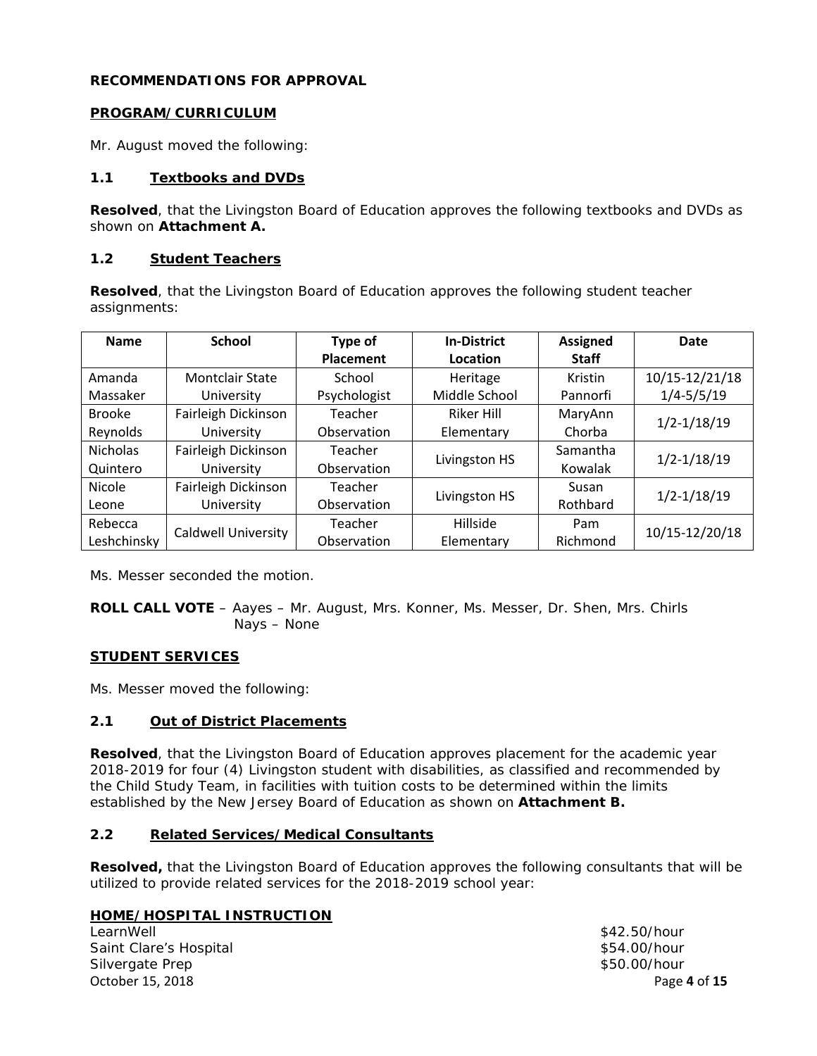**RECOMMENDATIONS FOR APPROVAL**

**PROGRAM/CURRICULUM**

Mr. August moved the following:

**1.1 Textbooks and DVDs**

**Resolved**, that the Livingston Board of Education approves the following textbooks and DVDs as shown on **Attachment A.**

**1.2 Student Teachers**

**Resolved**, that the Livingston Board of Education approves the following student teacher assignments:

| Name | School | Type of Placement | In-District Location | Assigned Staff | Date |
|---|---|---|---|---|---|
| Amanda Massaker | Montclair State University | School Psychologist | Heritage Middle School | Kristin Pannorfi | 10/15-12/21/18 1/4-5/5/19 |
| Brooke Reynolds | Fairleigh Dickinson University | Teacher Observation | Riker Hill Elementary | MaryAnn Chorba | 1/2-1/18/19 |
| Nicholas Quintero | Fairleigh Dickinson University | Teacher Observation | Livingston HS | Samantha Kowalak | 1/2-1/18/19 |
| Nicole Leone | Fairleigh Dickinson University | Teacher Observation | Livingston HS | Susan Rothbard | 1/2-1/18/19 |
| Rebecca Leshchinsky | Caldwell University | Teacher Observation | Hillside Elementary | Pam Richmond | 10/15-12/20/18 |

Ms. Messer seconded the motion.

**ROLL CALL VOTE** – Aayes – Mr. August, Mrs. Konner, Ms. Messer, Dr. Shen, Mrs. Chirls
Nays – None

**STUDENT SERVICES**

Ms. Messer moved the following:

**2.1 Out of District Placements**

**Resolved**, that the Livingston Board of Education approves placement for the academic year 2018-2019 for four (4) Livingston student with disabilities, as classified and recommended by the Child Study Team, in facilities with tuition costs to be determined within the limits established by the New Jersey Board of Education as shown on **Attachment B.**

**2.2 Related Services/Medical Consultants**

**Resolved,** that the Livingston Board of Education approves the following consultants that will be utilized to provide related services for the 2018-2019 school year:

**HOME/HOSPITAL INSTRUCTION**

LearnWell $42.50/hour
Saint Clare's Hospital $54.00/hour
Silvergate Prep $50.00/hour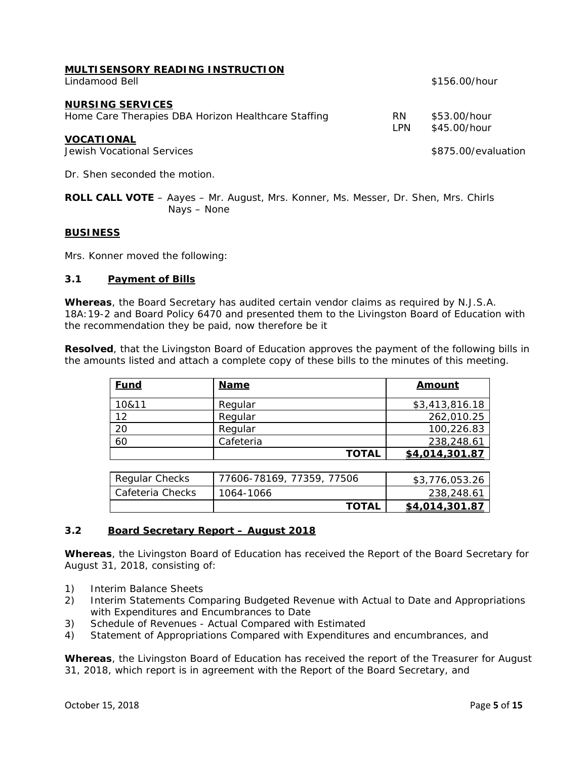**MULTISENSORY READING INSTRUCTION**

Lindamood Bell $156.00/hour

**NURSING SERVICES**

Home Care Therapies DBA Horizon Healthcare Staffing RN $53.00/hour
LPN $45.00/hour

**VOCATIONAL**

Jewish Vocational Services $875.00/evaluation

Dr. Shen seconded the motion.

**ROLL CALL VOTE** – Aayes – Mr. August, Mrs. Konner, Ms. Messer, Dr. Shen, Mrs. Chirls
Nays – None

**BUSINESS**

Mrs. Konner moved the following:

**3.1 Payment of Bills**

**Whereas**, the Board Secretary has audited certain vendor claims as required by N.J.S.A. 18A:19-2 and Board Policy 6470 and presented them to the Livingston Board of Education with the recommendation they be paid, now therefore be it

**Resolved**, that the Livingston Board of Education approves the payment of the following bills in the amounts listed and attach a complete copy of these bills to the minutes of this meeting.

| Fund | Name | Amount |
|---|---|---|
| 10&11 | Regular | $3,413,816.18 |
| 12 | Regular | 262,010.25 |
| 20 | Regular | 100,226.83 |
| 60 | Cafeteria | 238,248.61 |
| | **TOTAL** | **$4,014,301.87** |

| | | |
|---|---|---|
| Regular Checks | 77606-78169, 77359, 77506 | $3,776,053.26 |
| Cafeteria Checks | 1064-1066 | 238,248.61 |
| | **TOTAL** | **$4,014,301.87** |

**3.2 Board Secretary Report – August 2018**

**Whereas**, the Livingston Board of Education has received the Report of the Board Secretary for August 31, 2018, consisting of:

1) Interim Balance Sheets
2) Interim Statements Comparing Budgeted Revenue with Actual to Date and Appropriations with Expenditures and Encumbrances to Date
3) Schedule of Revenues - Actual Compared with Estimated
4) Statement of Appropriations Compared with Expenditures and encumbrances, and

**Whereas**, the Livingston Board of Education has received the report of the Treasurer for August 31, 2018, which report is in agreement with the Report of the Board Secretary, and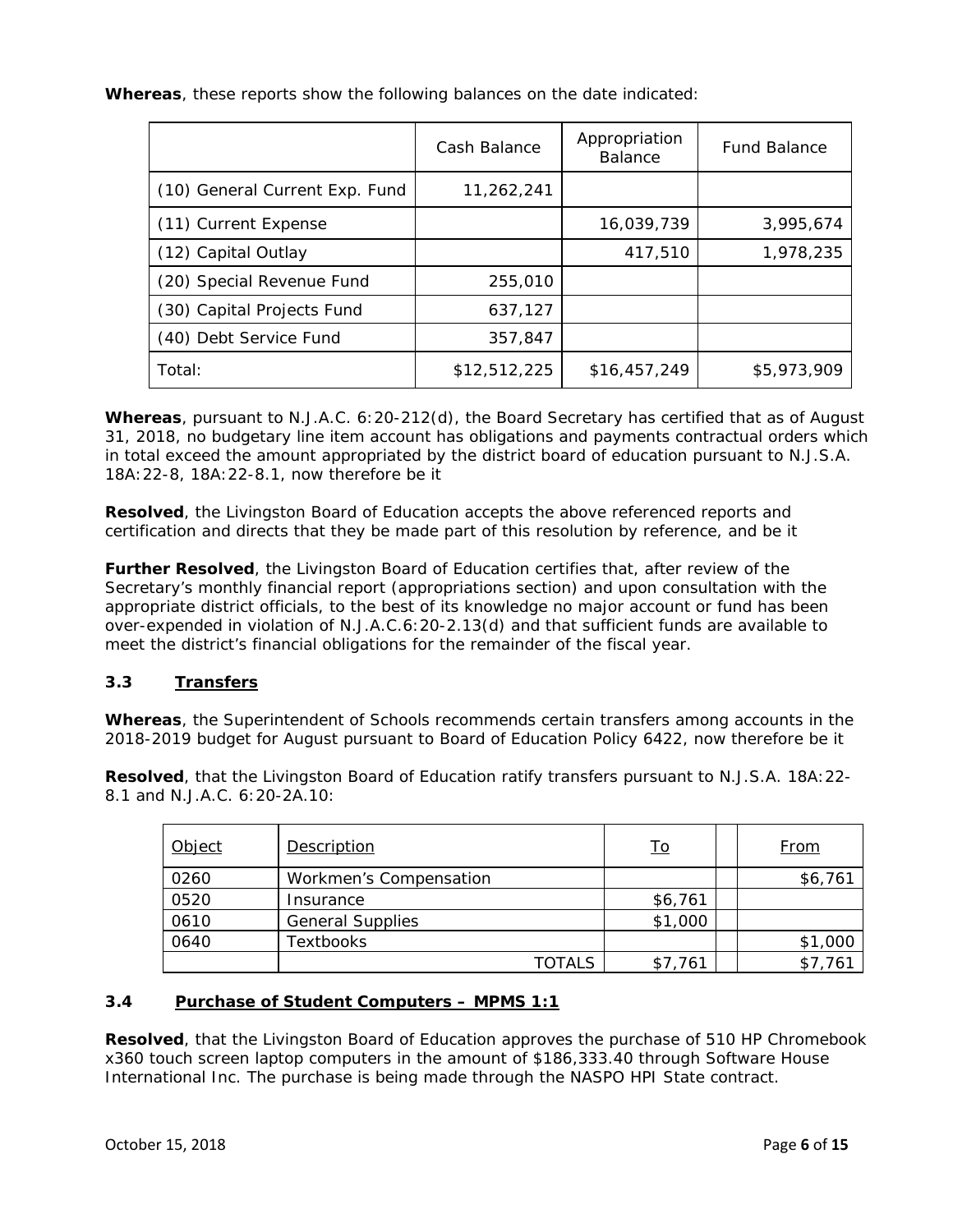**Whereas**, these reports show the following balances on the date indicated:

| | Cash Balance | Appropriation Balance | Fund Balance |
|---|---|---|---|
| (10) General Current Exp. Fund | 11,262,241 | | |
| (11) Current Expense | | 16,039,739 | 3,995,674 |
| (12) Capital Outlay | | 417,510 | 1,978,235 |
| (20) Special Revenue Fund | 255,010 | | |
| (30) Capital Projects Fund | 637,127 | | |
| (40) Debt Service Fund | 357,847 | | |
| Total: | $12,512,225 | $16,457,249 | $5,973,909 |

**Whereas**, pursuant to N.J.A.C. 6:20-212(d), the Board Secretary has certified that as of August 31, 2018, no budgetary line item account has obligations and payments contractual orders which in total exceed the amount appropriated by the district board of education pursuant to N.J.S.A. 18A:22-8, 18A:22-8.1, now therefore be it

**Resolved**, the Livingston Board of Education accepts the above referenced reports and certification and directs that they be made part of this resolution by reference, and be it

**Further Resolved**, the Livingston Board of Education certifies that, after review of the Secretary's monthly financial report (appropriations section) and upon consultation with the appropriate district officials, to the best of its knowledge no major account or fund has been over-expended in violation of N.J.A.C.6:20-2.13(d) and that sufficient funds are available to meet the district's financial obligations for the remainder of the fiscal year.

### 3.3 Transfers

**Whereas**, the Superintendent of Schools recommends certain transfers among accounts in the 2018-2019 budget for August pursuant to Board of Education Policy 6422, now therefore be it

**Resolved**, that the Livingston Board of Education ratify transfers pursuant to N.J.S.A. 18A:22-8.1 and N.J.A.C. 6:20-2A.10:

| Object | Description | To | | From |
|---|---|---|---|---|
| 0260 | Workmen's Compensation | | | $6,761 |
| 0520 | Insurance | $6,761 | | |
| 0610 | General Supplies | $1,000 | | |
| 0640 | Textbooks | | | $1,000 |
| | TOTALS | $7,761 | | $7,761 |

### 3.4 Purchase of Student Computers – MPMS 1:1

**Resolved**, that the Livingston Board of Education approves the purchase of 510 HP Chromebook x360 touch screen laptop computers in the amount of $186,333.40 through Software House International Inc. The purchase is being made through the NASPO HPI State contract.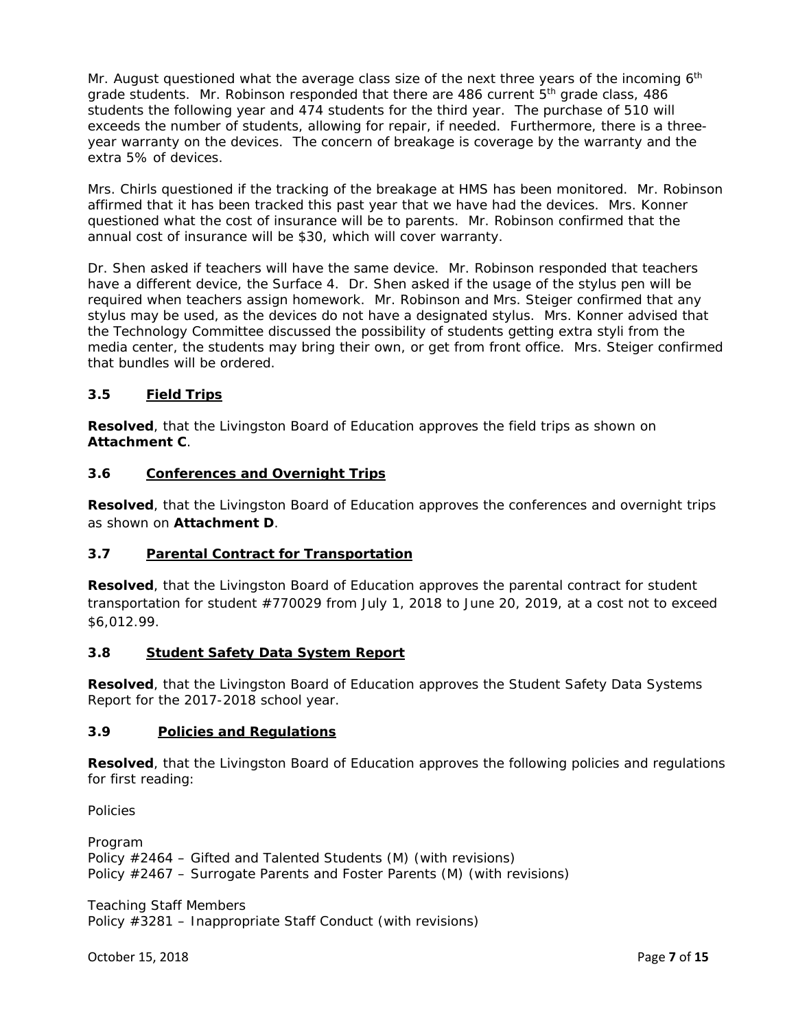Mr. August questioned what the average class size of the next three years of the incoming 6th grade students. Mr. Robinson responded that there are 486 current 5th grade class, 486 students the following year and 474 students for the third year. The purchase of 510 will exceeds the number of students, allowing for repair, if needed. Furthermore, there is a three-year warranty on the devices. The concern of breakage is coverage by the warranty and the extra 5% of devices.

Mrs. Chirls questioned if the tracking of the breakage at HMS has been monitored. Mr. Robinson affirmed that it has been tracked this past year that we have had the devices. Mrs. Konner questioned what the cost of insurance will be to parents. Mr. Robinson confirmed that the annual cost of insurance will be $30, which will cover warranty.

Dr. Shen asked if teachers will have the same device. Mr. Robinson responded that teachers have a different device, the Surface 4. Dr. Shen asked if the usage of the stylus pen will be required when teachers assign homework. Mr. Robinson and Mrs. Steiger confirmed that any stylus may be used, as the devices do not have a designated stylus. Mrs. Konner advised that the Technology Committee discussed the possibility of students getting extra styli from the media center, the students may bring their own, or get from front office. Mrs. Steiger confirmed that bundles will be ordered.

### 3.5 Field Trips

**Resolved**, that the Livingston Board of Education approves the field trips as shown on **Attachment C**.

### 3.6 Conferences and Overnight Trips

**Resolved**, that the Livingston Board of Education approves the conferences and overnight trips as shown on **Attachment D**.

### 3.7 Parental Contract for Transportation

**Resolved**, that the Livingston Board of Education approves the parental contract for student transportation for student #770029 from July 1, 2018 to June 20, 2019, at a cost not to exceed $6,012.99.

### 3.8 Student Safety Data System Report

**Resolved**, that the Livingston Board of Education approves the Student Safety Data Systems Report for the 2017-2018 school year.

### 3.9 Policies and Regulations

**Resolved**, that the Livingston Board of Education approves the following policies and regulations for first reading:

Policies

Program
Policy #2464 – Gifted and Talented Students (M) (with revisions)
Policy #2467 – Surrogate Parents and Foster Parents (M) (with revisions)

Teaching Staff Members
Policy #3281 – Inappropriate Staff Conduct (with revisions)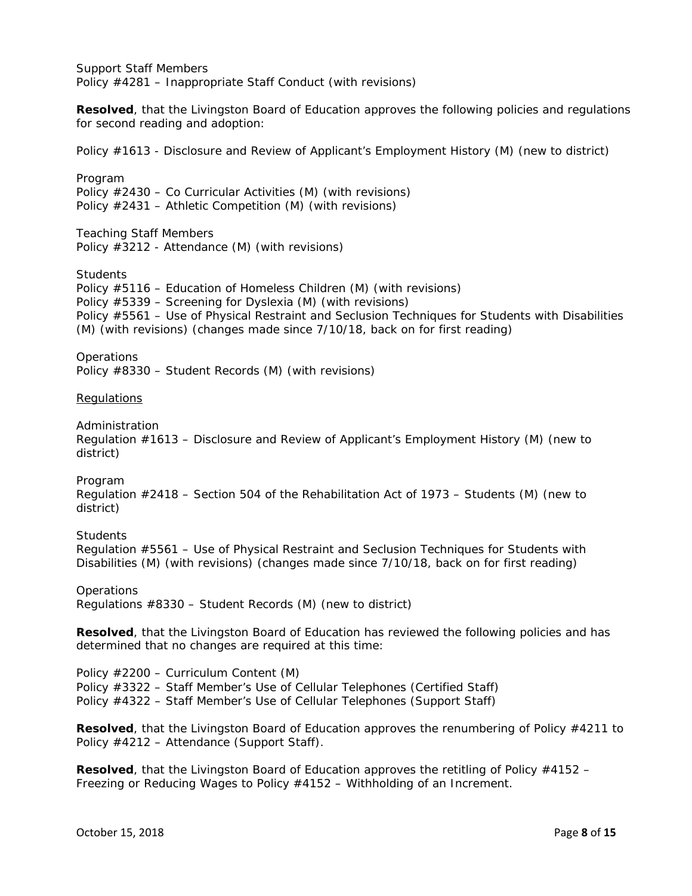Support Staff Members
Policy #4281 – Inappropriate Staff Conduct (with revisions)

**Resolved**, that the Livingston Board of Education approves the following policies and regulations for second reading and adoption:

Policy #1613 - Disclosure and Review of Applicant's Employment History (M) (new to district)

Program
Policy #2430 – Co Curricular Activities (M) (with revisions)
Policy #2431 – Athletic Competition (M) (with revisions)

Teaching Staff Members
Policy #3212 - Attendance (M) (with revisions)

Students
Policy #5116 – Education of Homeless Children (M) (with revisions)
Policy #5339 – Screening for Dyslexia (M) (with revisions)
Policy #5561 – Use of Physical Restraint and Seclusion Techniques for Students with Disabilities (M) (with revisions) (changes made since 7/10/18, back on for first reading)

Operations
Policy #8330 – Student Records (M) (with revisions)

<u>Regulations</u>

Administration
Regulation #1613 – Disclosure and Review of Applicant's Employment History (M) (new to district)

Program
Regulation #2418 – Section 504 of the Rehabilitation Act of 1973 – Students (M) (new to district)

Students
Regulation #5561 – Use of Physical Restraint and Seclusion Techniques for Students with Disabilities (M) (with revisions) (changes made since 7/10/18, back on for first reading)

Operations
Regulations #8330 – Student Records (M) (new to district)

**Resolved**, that the Livingston Board of Education has reviewed the following policies and has determined that no changes are required at this time:

Policy #2200 – Curriculum Content (M)
Policy #3322 – Staff Member's Use of Cellular Telephones (Certified Staff)
Policy #4322 – Staff Member's Use of Cellular Telephones (Support Staff)

**Resolved**, that the Livingston Board of Education approves the renumbering of Policy #4211 to Policy #4212 – Attendance (Support Staff).

**Resolved**, that the Livingston Board of Education approves the retitling of Policy #4152 – Freezing or Reducing Wages to Policy #4152 – Withholding of an Increment.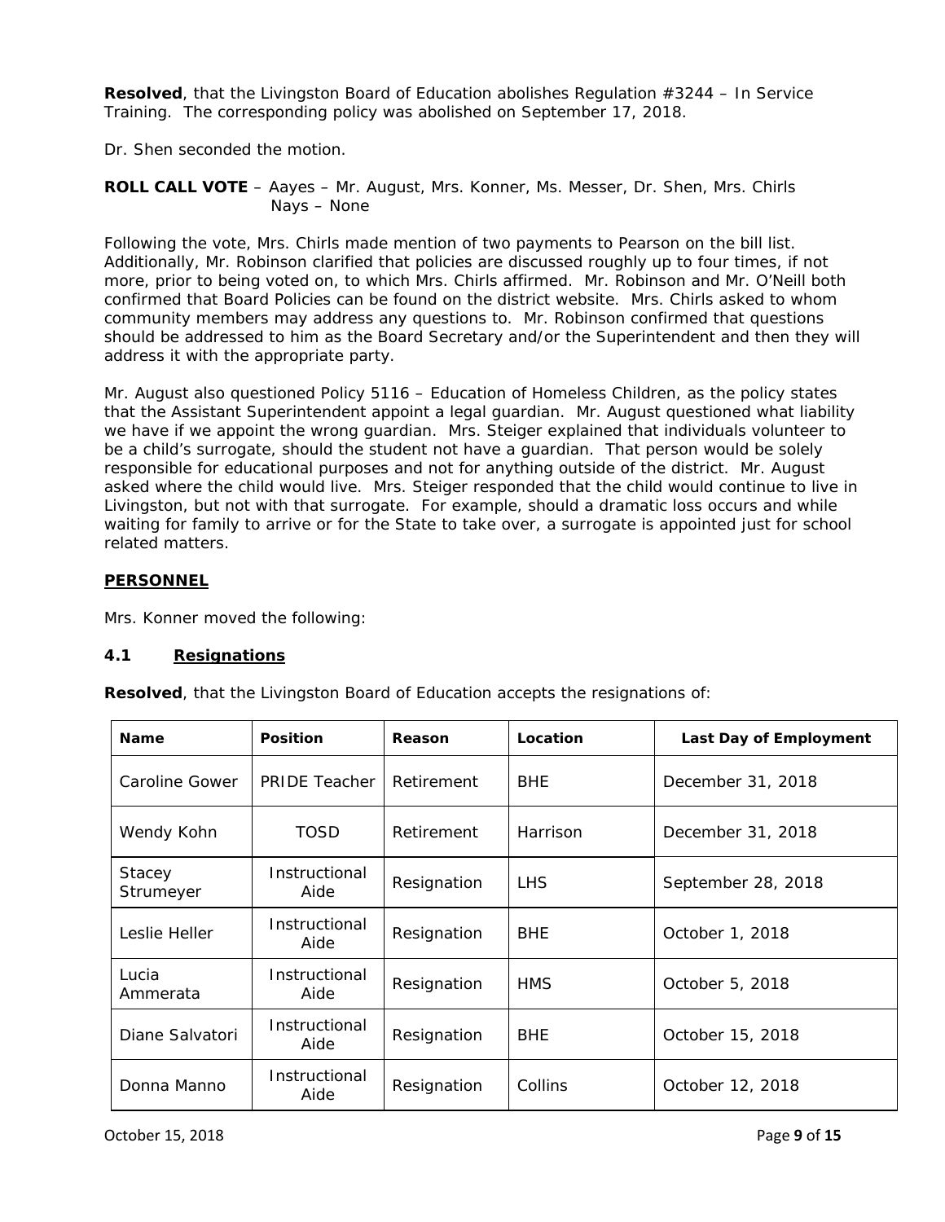**Resolved**, that the Livingston Board of Education abolishes Regulation #3244 – In Service Training. The corresponding policy was abolished on September 17, 2018.

Dr. Shen seconded the motion.

**ROLL CALL VOTE** – Aayes – Mr. August, Mrs. Konner, Ms. Messer, Dr. Shen, Mrs. Chirls
Nays – None

Following the vote, Mrs. Chirls made mention of two payments to Pearson on the bill list. Additionally, Mr. Robinson clarified that policies are discussed roughly up to four times, if not more, prior to being voted on, to which Mrs. Chirls affirmed. Mr. Robinson and Mr. O'Neill both confirmed that Board Policies can be found on the district website. Mrs. Chirls asked to whom community members may address any questions to. Mr. Robinson confirmed that questions should be addressed to him as the Board Secretary and/or the Superintendent and then they will address it with the appropriate party.

Mr. August also questioned Policy 5116 – Education of Homeless Children, as the policy states that the Assistant Superintendent appoint a legal guardian. Mr. August questioned what liability we have if we appoint the wrong guardian. Mrs. Steiger explained that individuals volunteer to be a child's surrogate, should the student not have a guardian. That person would be solely responsible for educational purposes and not for anything outside of the district. Mr. August asked where the child would live. Mrs. Steiger responded that the child would continue to live in Livingston, but not with that surrogate. For example, should a dramatic loss occurs and while waiting for family to arrive or for the State to take over, a surrogate is appointed just for school related matters.

## PERSONNEL

Mrs. Konner moved the following:

### 4.1 Resignations

**Resolved**, that the Livingston Board of Education accepts the resignations of:

| Name | Position | Reason | Location | Last Day of Employment |
|---|---|---|---|---|
| Caroline Gower | PRIDE Teacher | Retirement | BHE | December 31, 2018 |
| Wendy Kohn | TOSD | Retirement | Harrison | December 31, 2018 |
| Stacey Strumeyer | Instructional Aide | Resignation | LHS | September 28, 2018 |
| Leslie Heller | Instructional Aide | Resignation | BHE | October 1, 2018 |
| Lucia Ammerata | Instructional Aide | Resignation | HMS | October 5, 2018 |
| Diane Salvatori | Instructional Aide | Resignation | BHE | October 15, 2018 |
| Donna Manno | Instructional Aide | Resignation | Collins | October 12, 2018 |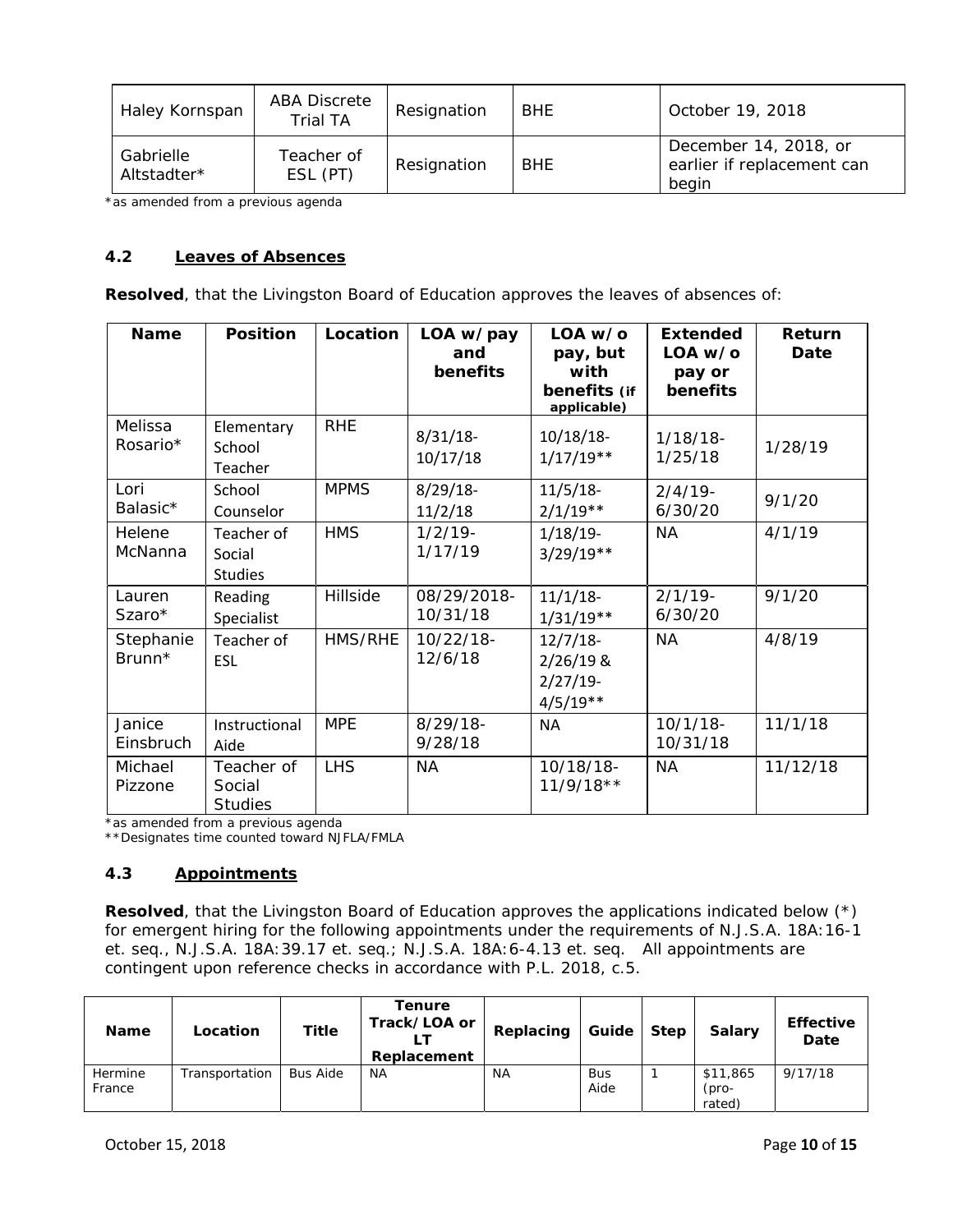| Haley Kornspan | ABA Discrete Trial TA | Resignation | BHE | October 19, 2018 |
|---|---|---|---|---|
| Gabrielle Altstadter* | Teacher of ESL (PT) | Resignation | BHE | December 14, 2018, or earlier if replacement can begin |

*as amended from a previous agenda

### 4.2 Leaves of Absences

**Resolved**, that the Livingston Board of Education approves the leaves of absences of:

| Name | Position | Location | LOA w/pay and benefits | LOA w/o pay, but with benefits (if applicable) | Extended LOA w/o pay or benefits | Return Date |
|---|---|---|---|---|---|---|
| Melissa Rosario* | Elementary School Teacher | RHE | 8/31/18-10/17/18 | 10/18/18-1/17/19** | 1/18/18-1/25/18 | 1/28/19 |
| Lori Balasic* | School Counselor | MPMS | 8/29/18-11/2/18 | 11/5/18-2/1/19** | 2/4/19-6/30/20 | 9/1/20 |
| Helene McNanna | Teacher of Social Studies | HMS | 1/2/19-1/17/19 | 1/18/19-3/29/19** | NA | 4/1/19 |
| Lauren Szaro* | Reading Specialist | Hillside | 08/29/2018-10/31/18 | 11/1/18-1/31/19** | 2/1/19-6/30/20 | 9/1/20 |
| Stephanie Brunn* | Teacher of ESL | HMS/RHE | 10/22/18-12/6/18 | 12/7/18-2/26/19 & 2/27/19-4/5/19** | NA | 4/8/19 |
| Janice Einsbruch | Instructional Aide | MPE | 8/29/18-9/28/18 | NA | 10/1/18-10/31/18 | 11/1/18 |
| Michael Pizzone | Teacher of Social Studies | LHS | NA | 10/18/18-11/9/18** | NA | 11/12/18 |

*as amended from a previous agenda
**Designates time counted toward NJFLA/FMLA

### 4.3 Appointments

**Resolved**, that the Livingston Board of Education approves the applications indicated below (*) for emergent hiring for the following appointments under the requirements of N.J.S.A. 18A:16-1 et. seq., N.J.S.A. 18A:39.17 et. seq.; N.J.S.A. 18A:6-4.13 et. seq. All appointments are contingent upon reference checks in accordance with P.L. 2018, c.5.

| Name | Location | Title | Tenure Track/LOA or LT Replacement | Replacing | Guide | Step | Salary | Effective Date |
|---|---|---|---|---|---|---|---|---|
| Hermine France | Transportation | Bus Aide | NA | NA | Bus Aide | 1 | $11,865 (pro-rated) | 9/17/18 |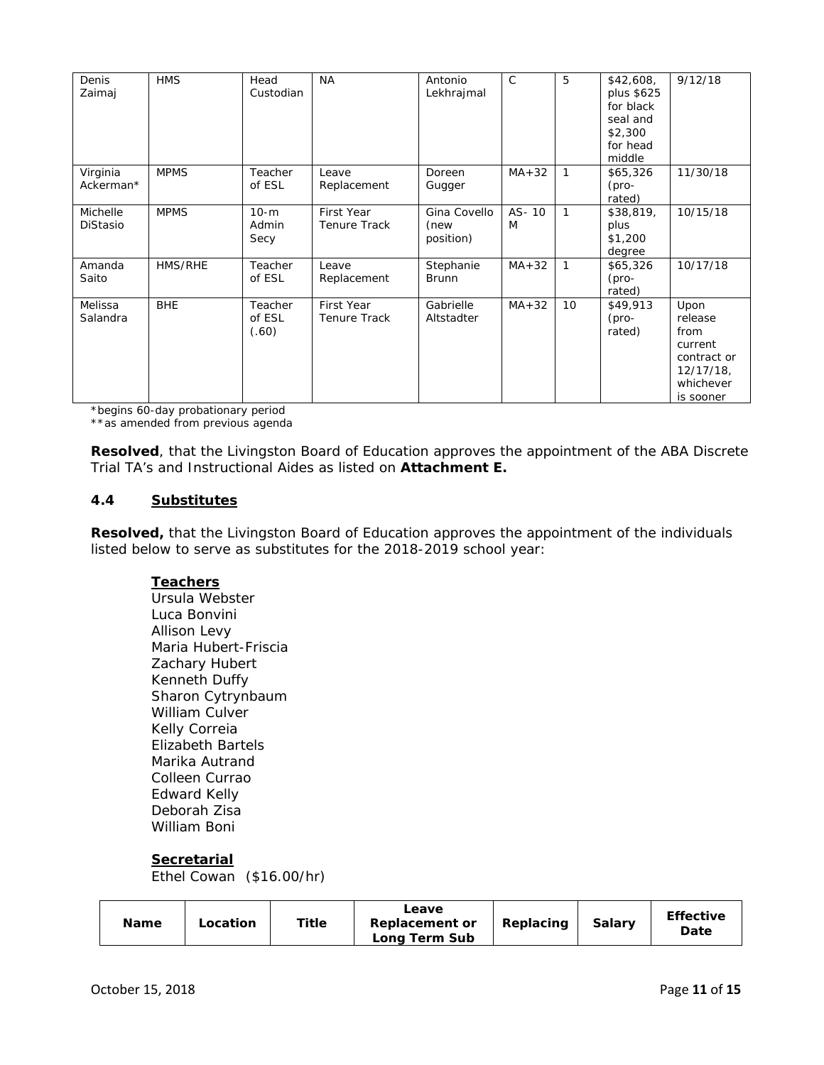| | | | | | | | | |
|---|---|---|---|---|---|---|---|---|
| Denis Zaimaj | HMS | Head Custodian | NA | Antonio Lekhrajmal | C | 5 | $42,608, plus $625 for black seal and $2,300 for head middle | 9/12/18 |
| Virginia Ackerman* | MPMS | Teacher of ESL | Leave Replacement | Doreen Gugger | MA+32 | 1 | $65,326 (pro-rated) | 11/30/18 |
| Michelle DiStasio | MPMS | 10-m Admin Secy | First Year Tenure Track | Gina Covello (new position) | AS- 10 M | 1 | $38,819, plus $1,200 degree | 10/15/18 |
| Amanda Saito | HMS/RHE | Teacher of ESL | Leave Replacement | Stephanie Brunn | MA+32 | 1 | $65,326 (pro-rated) | 10/17/18 |
| Melissa Salandra | BHE | Teacher of ESL (.60) | First Year Tenure Track | Gabrielle Altstadter | MA+32 | 10 | $49,913 (pro-rated) | Upon release from current contract or 12/17/18, whichever is sooner |

*begins 60-day probationary period
**as amended from previous agenda

**Resolved**, that the Livingston Board of Education approves the appointment of the ABA Discrete Trial TA's and Instructional Aides as listed on **Attachment E.**

### 4.4 Substitutes

**Resolved,** that the Livingston Board of Education approves the appointment of the individuals listed below to serve as substitutes for the 2018-2019 school year:

**Teachers**
Ursula Webster
Luca Bonvini
Allison Levy
Maria Hubert-Friscia
Zachary Hubert
Kenneth Duffy
Sharon Cytrynbaum
William Culver
Kelly Correia
Elizabeth Bartels
Marika Autrand
Colleen Currao
Edward Kelly
Deborah Zisa
William Boni

**Secretarial**
Ethel Cowan ($16.00/hr)

| Name | Location | Title | Leave Replacement or Long Term Sub | Replacing | Salary | Effective Date |
|---|---|---|---|---|---|---|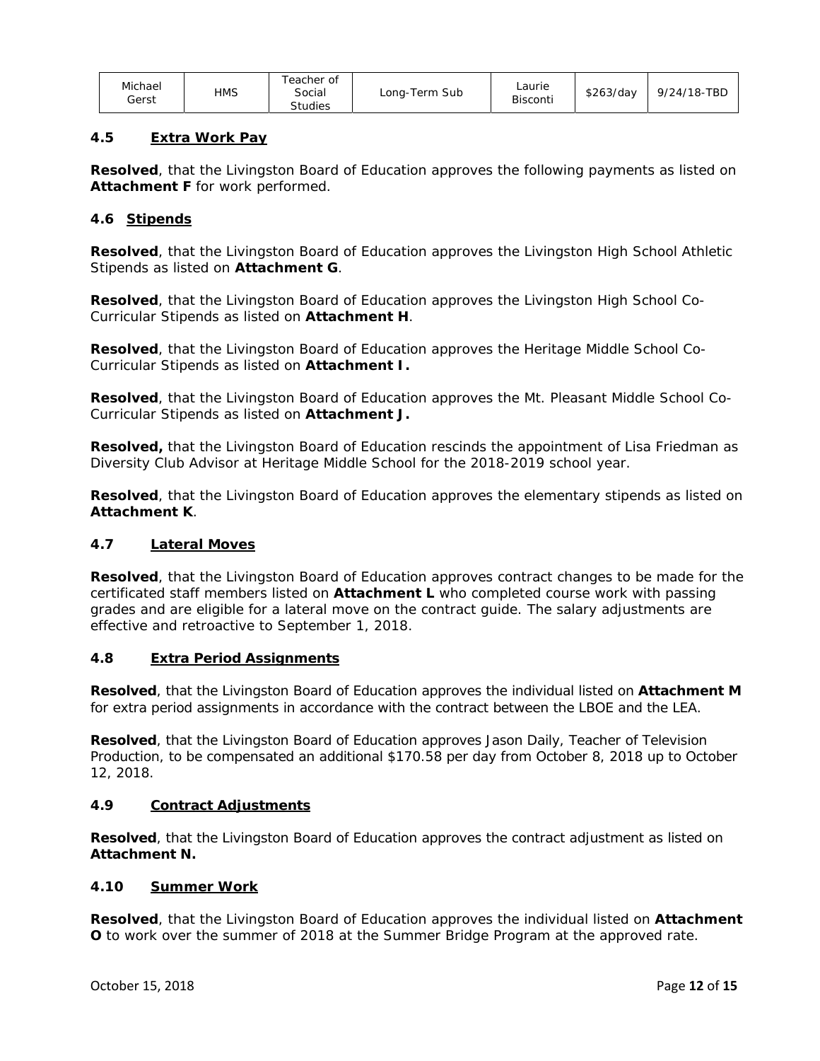| Michael Gerst | HMS | Teacher of Social Studies | Long-Term Sub | Laurie Bisconti | $263/day | 9/24/18-TBD |
|---|---|---|---|---|---|---|

## 4.5 Extra Work Pay

**Resolved**, that the Livingston Board of Education approves the following payments as listed on **Attachment F** for work performed.

## 4.6 Stipends

**Resolved**, that the Livingston Board of Education approves the Livingston High School Athletic Stipends as listed on **Attachment G**.

**Resolved**, that the Livingston Board of Education approves the Livingston High School Co-Curricular Stipends as listed on **Attachment H**.

**Resolved**, that the Livingston Board of Education approves the Heritage Middle School Co-Curricular Stipends as listed on **Attachment I.**

**Resolved**, that the Livingston Board of Education approves the Mt. Pleasant Middle School Co-Curricular Stipends as listed on **Attachment J.**

**Resolved,** that the Livingston Board of Education rescinds the appointment of Lisa Friedman as Diversity Club Advisor at Heritage Middle School for the 2018-2019 school year.

**Resolved**, that the Livingston Board of Education approves the elementary stipends as listed on **Attachment K**.

## 4.7 Lateral Moves

**Resolved**, that the Livingston Board of Education approves contract changes to be made for the certificated staff members listed on **Attachment L** who completed course work with passing grades and are eligible for a lateral move on the contract guide. The salary adjustments are effective and retroactive to September 1, 2018.

## 4.8 Extra Period Assignments

**Resolved**, that the Livingston Board of Education approves the individual listed on **Attachment M** for extra period assignments in accordance with the contract between the LBOE and the LEA.

**Resolved**, that the Livingston Board of Education approves Jason Daily, Teacher of Television Production, to be compensated an additional $170.58 per day from October 8, 2018 up to October 12, 2018.

## 4.9 Contract Adjustments

**Resolved**, that the Livingston Board of Education approves the contract adjustment as listed on **Attachment N.**

## 4.10 Summer Work

**Resolved**, that the Livingston Board of Education approves the individual listed on **Attachment O** to work over the summer of 2018 at the Summer Bridge Program at the approved rate.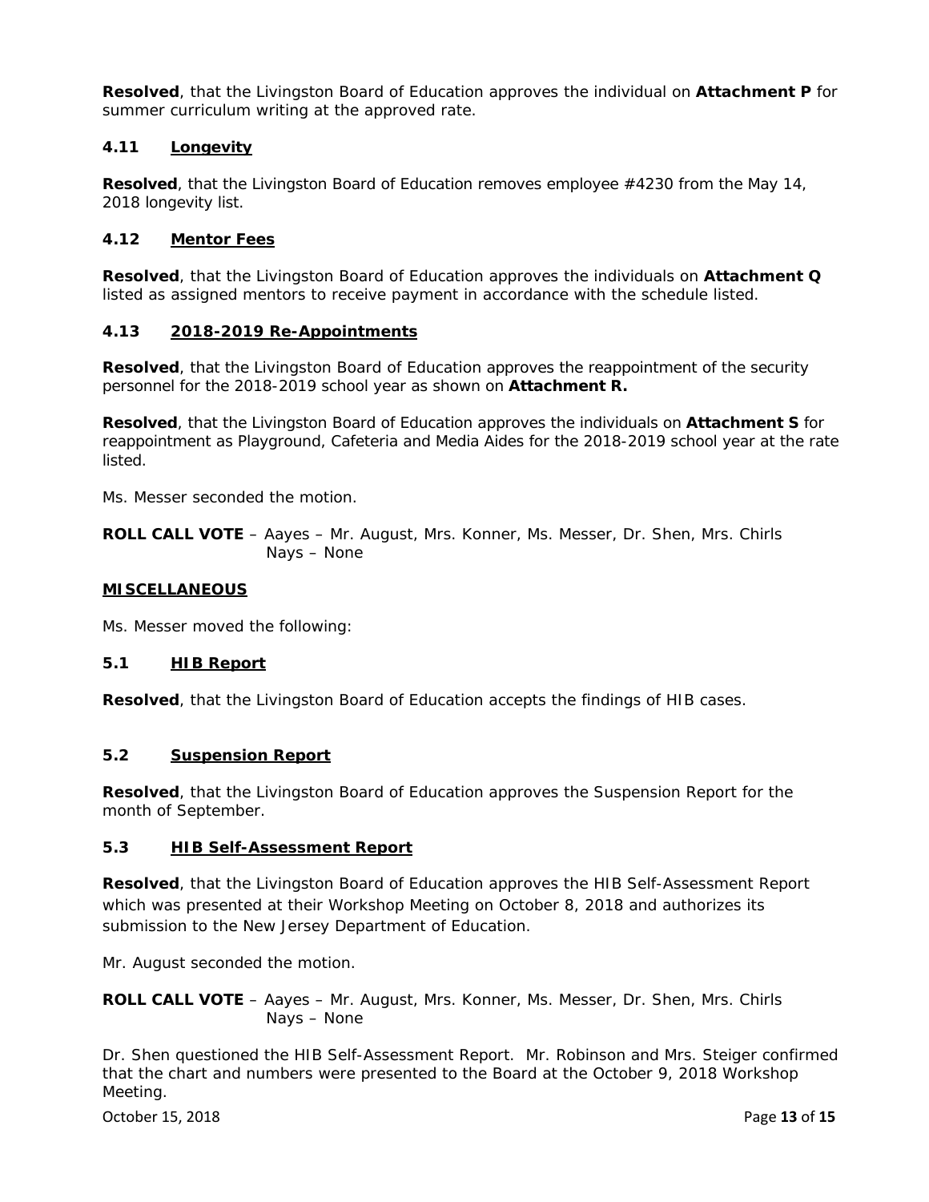**Resolved**, that the Livingston Board of Education approves the individual on **Attachment P** for summer curriculum writing at the approved rate.

### 4.11 Longevity

**Resolved**, that the Livingston Board of Education removes employee #4230 from the May 14, 2018 longevity list.

### 4.12 Mentor Fees

**Resolved**, that the Livingston Board of Education approves the individuals on **Attachment Q** listed as assigned mentors to receive payment in accordance with the schedule listed.

### 4.13 2018-2019 Re-Appointments

**Resolved**, that the Livingston Board of Education approves the reappointment of the security personnel for the 2018-2019 school year as shown on **Attachment R.**

**Resolved**, that the Livingston Board of Education approves the individuals on **Attachment S** for reappointment as Playground, Cafeteria and Media Aides for the 2018-2019 school year at the rate listed.

Ms. Messer seconded the motion.

**ROLL CALL VOTE** – Aayes – Mr. August, Mrs. Konner, Ms. Messer, Dr. Shen, Mrs. Chirls
Nays – None

## MISCELLANEOUS

Ms. Messer moved the following:

### 5.1 HIB Report

**Resolved**, that the Livingston Board of Education accepts the findings of HIB cases.

### 5.2 Suspension Report

**Resolved**, that the Livingston Board of Education approves the Suspension Report for the month of September.

### 5.3 HIB Self-Assessment Report

**Resolved**, that the Livingston Board of Education approves the HIB Self-Assessment Report which was presented at their Workshop Meeting on October 8, 2018 and authorizes its submission to the New Jersey Department of Education.

Mr. August seconded the motion.

**ROLL CALL VOTE** – Aayes – Mr. August, Mrs. Konner, Ms. Messer, Dr. Shen, Mrs. Chirls
Nays – None

Dr. Shen questioned the HIB Self-Assessment Report. Mr. Robinson and Mrs. Steiger confirmed that the chart and numbers were presented to the Board at the October 9, 2018 Workshop Meeting.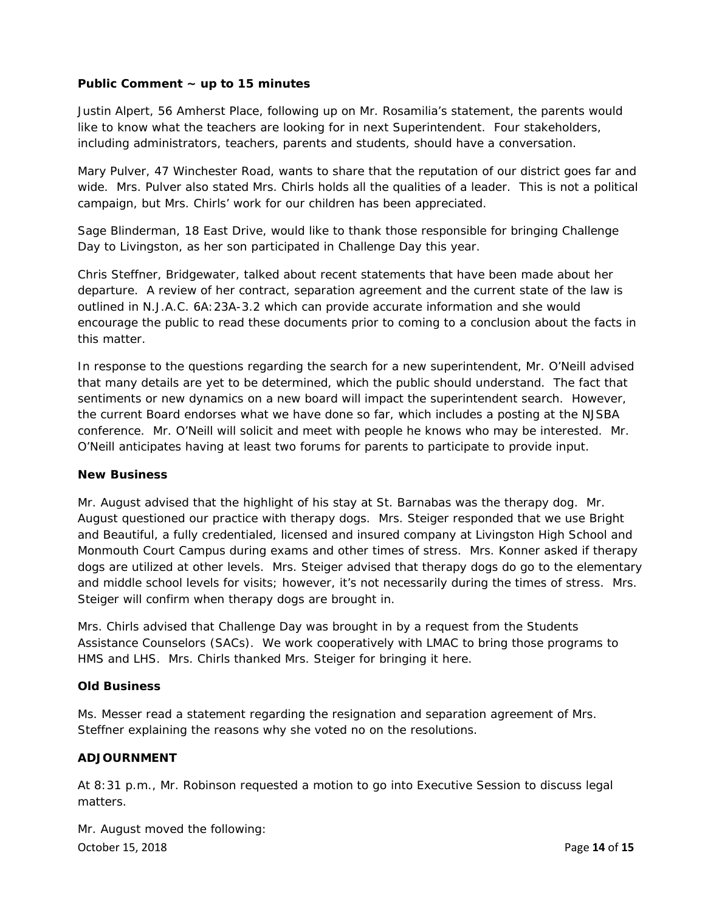**Public Comment ~ up to 15 minutes**

Justin Alpert, 56 Amherst Place, following up on Mr. Rosamilia's statement, the parents would like to know what the teachers are looking for in next Superintendent. Four stakeholders, including administrators, teachers, parents and students, should have a conversation.

Mary Pulver, 47 Winchester Road, wants to share that the reputation of our district goes far and wide. Mrs. Pulver also stated Mrs. Chirls holds all the qualities of a leader. This is not a political campaign, but Mrs. Chirls' work for our children has been appreciated.

Sage Blinderman, 18 East Drive, would like to thank those responsible for bringing Challenge Day to Livingston, as her son participated in Challenge Day this year.

Chris Steffner, Bridgewater, talked about recent statements that have been made about her departure. A review of her contract, separation agreement and the current state of the law is outlined in N.J.A.C. 6A:23A-3.2 which can provide accurate information and she would encourage the public to read these documents prior to coming to a conclusion about the facts in this matter.

In response to the questions regarding the search for a new superintendent, Mr. O'Neill advised that many details are yet to be determined, which the public should understand. The fact that sentiments or new dynamics on a new board will impact the superintendent search. However, the current Board endorses what we have done so far, which includes a posting at the NJSBA conference. Mr. O'Neill will solicit and meet with people he knows who may be interested. Mr. O'Neill anticipates having at least two forums for parents to participate to provide input.

**New Business**

Mr. August advised that the highlight of his stay at St. Barnabas was the therapy dog. Mr. August questioned our practice with therapy dogs. Mrs. Steiger responded that we use Bright and Beautiful, a fully credentialed, licensed and insured company at Livingston High School and Monmouth Court Campus during exams and other times of stress. Mrs. Konner asked if therapy dogs are utilized at other levels. Mrs. Steiger advised that therapy dogs do go to the elementary and middle school levels for visits; however, it's not necessarily during the times of stress. Mrs. Steiger will confirm when therapy dogs are brought in.

Mrs. Chirls advised that Challenge Day was brought in by a request from the Students Assistance Counselors (SACs). We work cooperatively with LMAC to bring those programs to HMS and LHS. Mrs. Chirls thanked Mrs. Steiger for bringing it here.

**Old Business**

Ms. Messer read a statement regarding the resignation and separation agreement of Mrs. Steffner explaining the reasons why she voted no on the resolutions.

**ADJOURNMENT**

At 8:31 p.m., Mr. Robinson requested a motion to go into Executive Session to discuss legal matters.

Mr. August moved the following: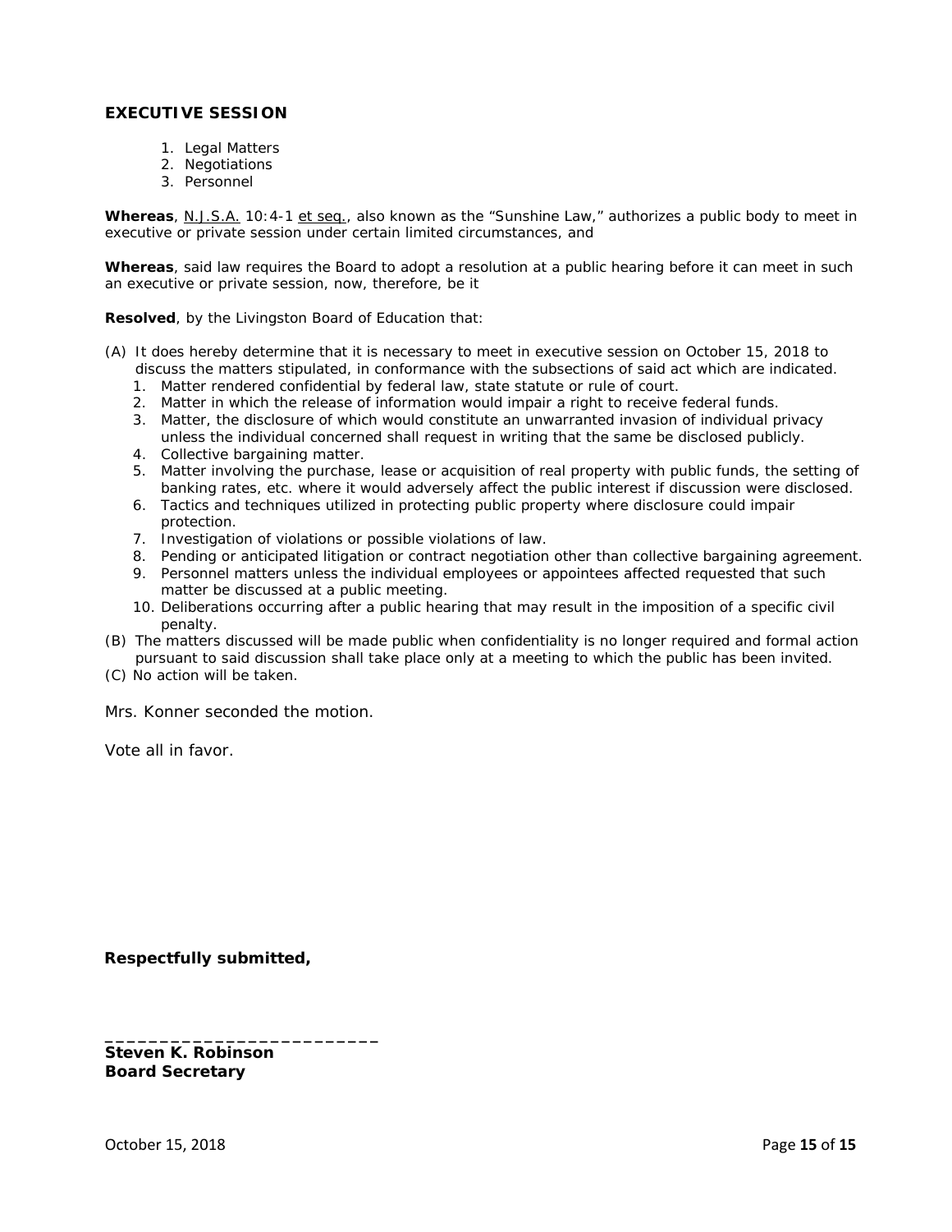**EXECUTIVE SESSION**

1. Legal Matters
2. Negotiations
3. Personnel

**Whereas**, N.J.S.A. 10:4-1 et seq., also known as the "Sunshine Law," authorizes a public body to meet in executive or private session under certain limited circumstances, and

**Whereas**, said law requires the Board to adopt a resolution at a public hearing before it can meet in such an executive or private session, now, therefore, be it

**Resolved**, by the Livingston Board of Education that:

(A) It does hereby determine that it is necessary to meet in executive session on October 15, 2018 to discuss the matters stipulated, in conformance with the subsections of said act which are indicated.
   1. Matter rendered confidential by federal law, state statute or rule of court.
   2. Matter in which the release of information would impair a right to receive federal funds.
   3. Matter, the disclosure of which would constitute an unwarranted invasion of individual privacy unless the individual concerned shall request in writing that the same be disclosed publicly.
   4. Collective bargaining matter.
   5. Matter involving the purchase, lease or acquisition of real property with public funds, the setting of banking rates, etc. where it would adversely affect the public interest if discussion were disclosed.
   6. Tactics and techniques utilized in protecting public property where disclosure could impair protection.
   7. Investigation of violations or possible violations of law.
   8. Pending or anticipated litigation or contract negotiation other than collective bargaining agreement.
   9. Personnel matters unless the individual employees or appointees affected requested that such matter be discussed at a public meeting.
   10. Deliberations occurring after a public hearing that may result in the imposition of a specific civil penalty.

(B) The matters discussed will be made public when confidentiality is no longer required and formal action pursuant to said discussion shall take place only at a meeting to which the public has been invited.

(C) No action will be taken.

Mrs. Konner seconded the motion.

Vote all in favor.

**Respectfully submitted,**

__________________________
**Steven K. Robinson**
**Board Secretary**

October 15, 2018